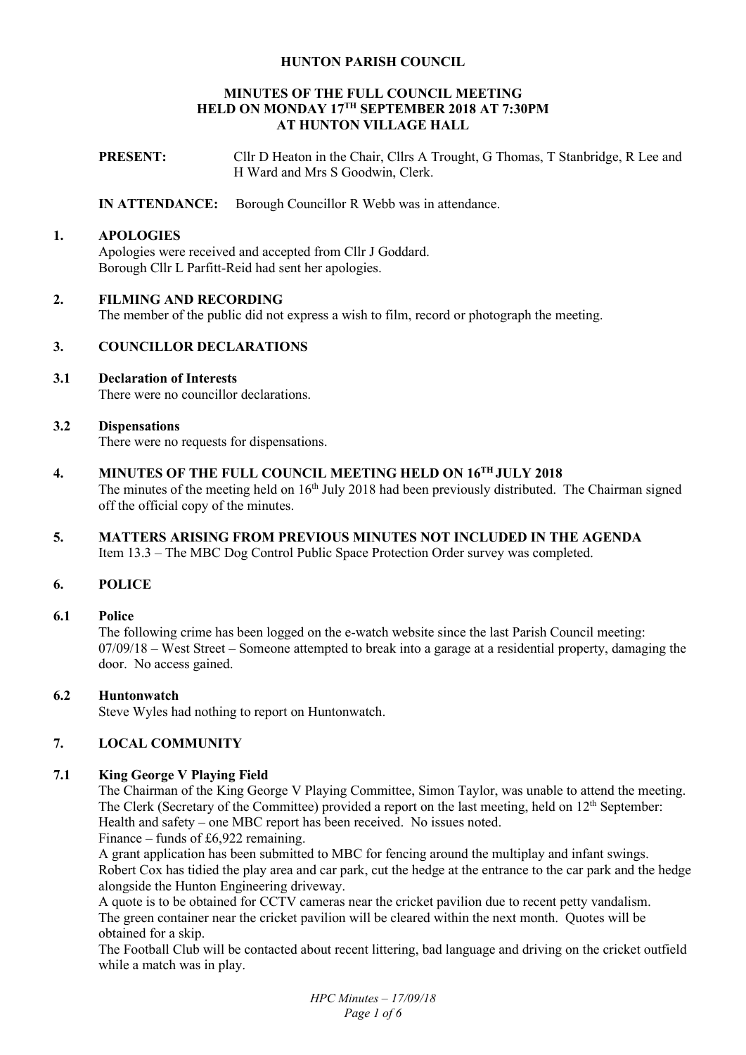# HUNTON PARISH COUNCIL

## MINUTES OF THE FULL COUNCIL MEETING HELD ON MONDAY 17TH SEPTEMBER 2018 AT 7:30PM AT HUNTON VILLAGE HALL

**PRESENT:** Cllr D Heaton in the Chair, Cllrs A Trought, G Thomas, T Stanbridge, R Lee and H Ward and Mrs S Goodwin, Clerk.

**IN ATTENDANCE:** Borough Councillor R Webb was in attendance.

### 1. APOLOGIES

Apologies were received and accepted from Cllr J Goddard.
Borough Cllr L Parfitt-Reid had sent her apologies.

### 2. FILMING AND RECORDING

The member of the public did not express a wish to film, record or photograph the meeting.

### 3. COUNCILLOR DECLARATIONS

#### 3.1 Declaration of Interests

There were no councillor declarations.

#### 3.2 Dispensations

There were no requests for dispensations.

### 4. MINUTES OF THE FULL COUNCIL MEETING HELD ON 16TH JULY 2018

The minutes of the meeting held on 16th July 2018 had been previously distributed. The Chairman signed off the official copy of the minutes.

### 5. MATTERS ARISING FROM PREVIOUS MINUTES NOT INCLUDED IN THE AGENDA

Item 13.3 – The MBC Dog Control Public Space Protection Order survey was completed.

### 6. POLICE

#### 6.1 Police

The following crime has been logged on the e-watch website since the last Parish Council meeting:
07/09/18 – West Street – Someone attempted to break into a garage at a residential property, damaging the door. No access gained.

#### 6.2 Huntonwatch

Steve Wyles had nothing to report on Huntonwatch.

### 7. LOCAL COMMUNITY

#### 7.1 King George V Playing Field

The Chairman of the King George V Playing Committee, Simon Taylor, was unable to attend the meeting. The Clerk (Secretary of the Committee) provided a report on the last meeting, held on 12th September:
Health and safety – one MBC report has been received. No issues noted.
Finance – funds of £6,922 remaining.
A grant application has been submitted to MBC for fencing around the multiplay and infant swings.
Robert Cox has tidied the play area and car park, cut the hedge at the entrance to the car park and the hedge alongside the Hunton Engineering driveway.
A quote is to be obtained for CCTV cameras near the cricket pavilion due to recent petty vandalism.
The green container near the cricket pavilion will be cleared within the next month. Quotes will be obtained for a skip.
The Football Club will be contacted about recent littering, bad language and driving on the cricket outfield while a match was in play.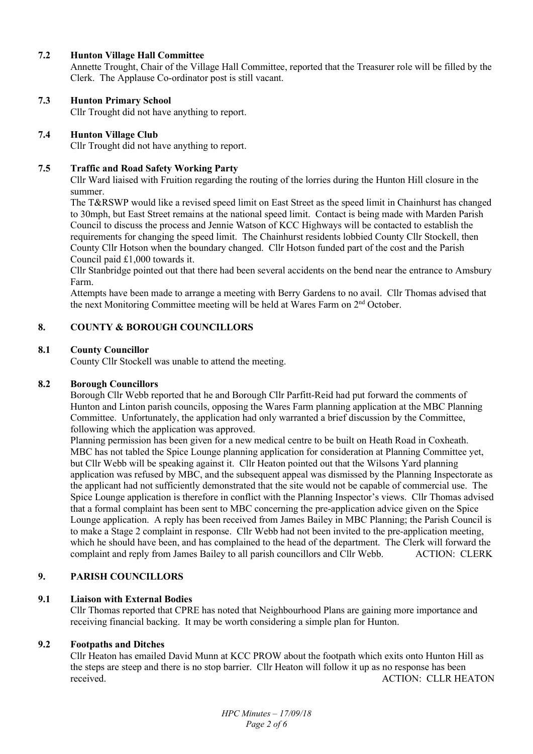### 7.2 Hunton Village Hall Committee

Annette Trought, Chair of the Village Hall Committee, reported that the Treasurer role will be filled by the Clerk. The Applause Co-ordinator post is still vacant.

### 7.3 Hunton Primary School

Cllr Trought did not have anything to report.

### 7.4 Hunton Village Club

Cllr Trought did not have anything to report.

### 7.5 Traffic and Road Safety Working Party

Cllr Ward liaised with Fruition regarding the routing of the lorries during the Hunton Hill closure in the summer.

The T&RSWP would like a revised speed limit on East Street as the speed limit in Chainhurst has changed to 30mph, but East Street remains at the national speed limit. Contact is being made with Marden Parish Council to discuss the process and Jennie Watson of KCC Highways will be contacted to establish the requirements for changing the speed limit. The Chainhurst residents lobbied County Cllr Stockell, then County Cllr Hotson when the boundary changed. Cllr Hotson funded part of the cost and the Parish Council paid £1,000 towards it.

Cllr Stanbridge pointed out that there had been several accidents on the bend near the entrance to Amsbury Farm.

Attempts have been made to arrange a meeting with Berry Gardens to no avail. Cllr Thomas advised that the next Monitoring Committee meeting will be held at Wares Farm on 2nd October.

## 8. COUNTY & BOROUGH COUNCILLORS

### 8.1 County Councillor

County Cllr Stockell was unable to attend the meeting.

### 8.2 Borough Councillors

Borough Cllr Webb reported that he and Borough Cllr Parfitt-Reid had put forward the comments of Hunton and Linton parish councils, opposing the Wares Farm planning application at the MBC Planning Committee. Unfortunately, the application had only warranted a brief discussion by the Committee, following which the application was approved.

Planning permission has been given for a new medical centre to be built on Heath Road in Coxheath. MBC has not tabled the Spice Lounge planning application for consideration at Planning Committee yet, but Cllr Webb will be speaking against it. Cllr Heaton pointed out that the Wilsons Yard planning application was refused by MBC, and the subsequent appeal was dismissed by the Planning Inspectorate as the applicant had not sufficiently demonstrated that the site would not be capable of commercial use. The Spice Lounge application is therefore in conflict with the Planning Inspector's views. Cllr Thomas advised that a formal complaint has been sent to MBC concerning the pre-application advice given on the Spice Lounge application. A reply has been received from James Bailey in MBC Planning; the Parish Council is to make a Stage 2 complaint in response. Cllr Webb had not been invited to the pre-application meeting, which he should have been, and has complained to the head of the department. The Clerk will forward the complaint and reply from James Bailey to all parish councillors and Cllr Webb. ACTION: CLERK

## 9. PARISH COUNCILLORS

### 9.1 Liaison with External Bodies

Cllr Thomas reported that CPRE has noted that Neighbourhood Plans are gaining more importance and receiving financial backing. It may be worth considering a simple plan for Hunton.

### 9.2 Footpaths and Ditches

Cllr Heaton has emailed David Munn at KCC PROW about the footpath which exits onto Hunton Hill as the steps are steep and there is no stop barrier. Cllr Heaton will follow it up as no response has been received. ACTION: CLLR HEATON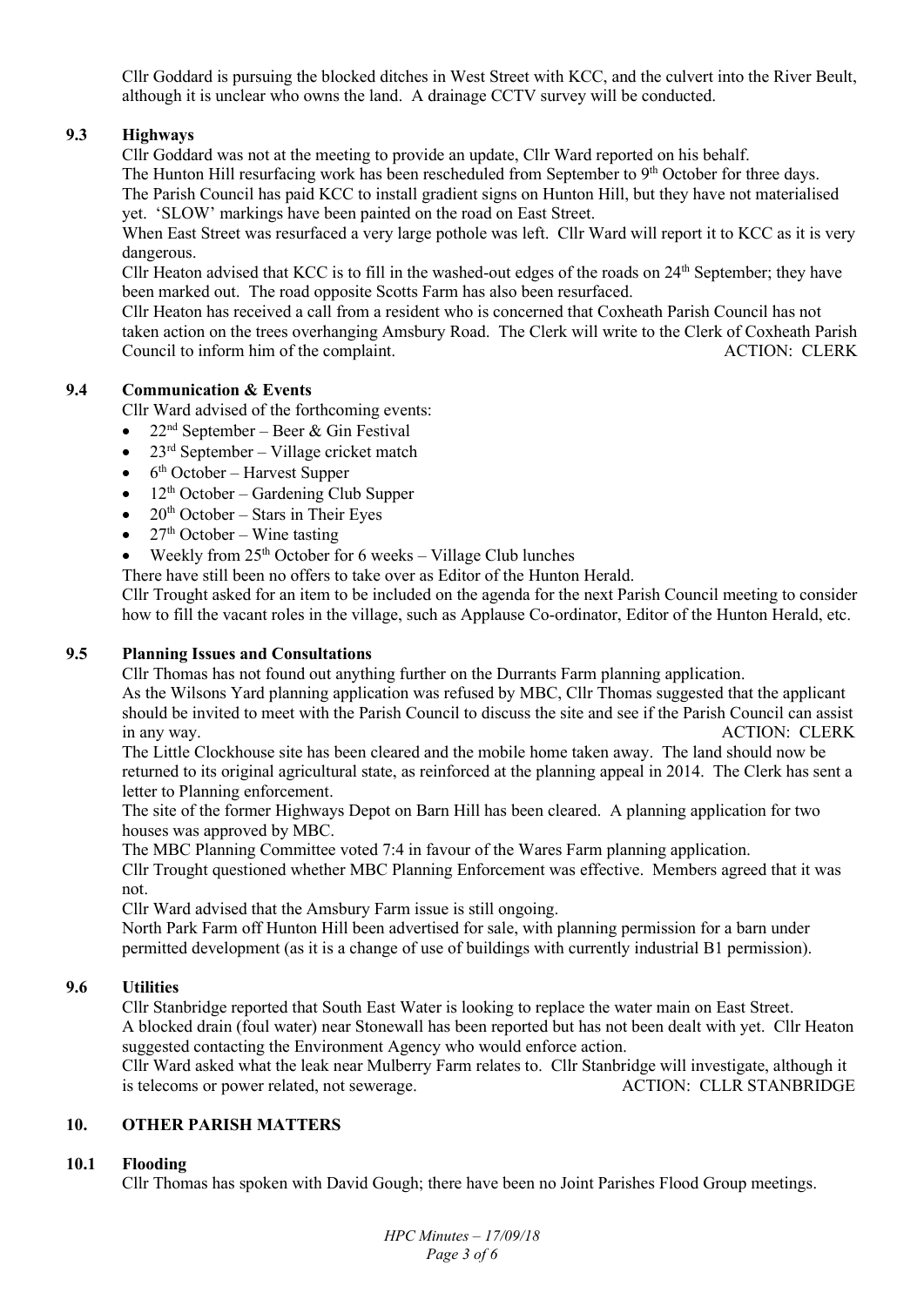Cllr Goddard is pursuing the blocked ditches in West Street with KCC, and the culvert into the River Beult, although it is unclear who owns the land. A drainage CCTV survey will be conducted.

### 9.3 Highways

Cllr Goddard was not at the meeting to provide an update, Cllr Ward reported on his behalf.

The Hunton Hill resurfacing work has been rescheduled from September to 9th October for three days.

The Parish Council has paid KCC to install gradient signs on Hunton Hill, but they have not materialised yet. 'SLOW' markings have been painted on the road on East Street.

When East Street was resurfaced a very large pothole was left. Cllr Ward will report it to KCC as it is very dangerous.

Cllr Heaton advised that KCC is to fill in the washed-out edges of the roads on 24th September; they have been marked out. The road opposite Scotts Farm has also been resurfaced.

Cllr Heaton has received a call from a resident who is concerned that Coxheath Parish Council has not taken action on the trees overhanging Amsbury Road. The Clerk will write to the Clerk of Coxheath Parish Council to inform him of the complaint. ACTION: CLERK

### 9.4 Communication & Events

Cllr Ward advised of the forthcoming events:

- 22nd September – Beer & Gin Festival
- 23rd September – Village cricket match
- 6th October – Harvest Supper
- 12th October – Gardening Club Supper
- 20th October – Stars in Their Eyes
- 27th October – Wine tasting
- Weekly from 25th October for 6 weeks – Village Club lunches

There have still been no offers to take over as Editor of the Hunton Herald.

Cllr Trought asked for an item to be included on the agenda for the next Parish Council meeting to consider how to fill the vacant roles in the village, such as Applause Co-ordinator, Editor of the Hunton Herald, etc.

### 9.5 Planning Issues and Consultations

Cllr Thomas has not found out anything further on the Durrants Farm planning application.

As the Wilsons Yard planning application was refused by MBC, Cllr Thomas suggested that the applicant should be invited to meet with the Parish Council to discuss the site and see if the Parish Council can assist in any way. ACTION: CLERK

The Little Clockhouse site has been cleared and the mobile home taken away. The land should now be returned to its original agricultural state, as reinforced at the planning appeal in 2014. The Clerk has sent a letter to Planning enforcement.

The site of the former Highways Depot on Barn Hill has been cleared. A planning application for two houses was approved by MBC.

The MBC Planning Committee voted 7:4 in favour of the Wares Farm planning application.

Cllr Trought questioned whether MBC Planning Enforcement was effective. Members agreed that it was not.

Cllr Ward advised that the Amsbury Farm issue is still ongoing.

North Park Farm off Hunton Hill been advertised for sale, with planning permission for a barn under permitted development (as it is a change of use of buildings with currently industrial B1 permission).

### 9.6 Utilities

Cllr Stanbridge reported that South East Water is looking to replace the water main on East Street.

A blocked drain (foul water) near Stonewall has been reported but has not been dealt with yet. Cllr Heaton suggested contacting the Environment Agency who would enforce action.

Cllr Ward asked what the leak near Mulberry Farm relates to. Cllr Stanbridge will investigate, although it is telecoms or power related, not sewerage. ACTION: CLLR STANBRIDGE

## 10. OTHER PARISH MATTERS

### 10.1 Flooding

Cllr Thomas has spoken with David Gough; there have been no Joint Parishes Flood Group meetings.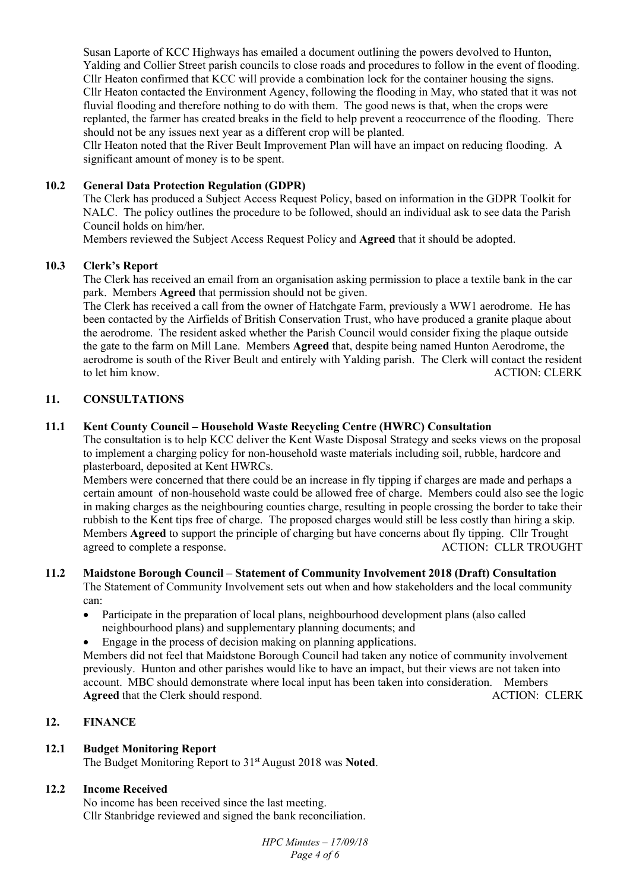Susan Laporte of KCC Highways has emailed a document outlining the powers devolved to Hunton, Yalding and Collier Street parish councils to close roads and procedures to follow in the event of flooding. Cllr Heaton confirmed that KCC will provide a combination lock for the container housing the signs.
Cllr Heaton contacted the Environment Agency, following the flooding in May, who stated that it was not fluvial flooding and therefore nothing to do with them. The good news is that, when the crops were replanted, the farmer has created breaks in the field to help prevent a reoccurrence of the flooding. There should not be any issues next year as a different crop will be planted.
Cllr Heaton noted that the River Beult Improvement Plan will have an impact on reducing flooding. A significant amount of money is to be spent.

### 10.2 General Data Protection Regulation (GDPR)

The Clerk has produced a Subject Access Request Policy, based on information in the GDPR Toolkit for NALC. The policy outlines the procedure to be followed, should an individual ask to see data the Parish Council holds on him/her.
Members reviewed the Subject Access Request Policy and **Agreed** that it should be adopted.

### 10.3 Clerk's Report

The Clerk has received an email from an organisation asking permission to place a textile bank in the car park. Members **Agreed** that permission should not be given.
The Clerk has received a call from the owner of Hatchgate Farm, previously a WW1 aerodrome. He has been contacted by the Airfields of British Conservation Trust, who have produced a granite plaque about the aerodrome. The resident asked whether the Parish Council would consider fixing the plaque outside the gate to the farm on Mill Lane. Members **Agreed** that, despite being named Hunton Aerodrome, the aerodrome is south of the River Beult and entirely with Yalding parish. The Clerk will contact the resident to let him know. ACTION: CLERK

## 11. CONSULTATIONS

### 11.1 Kent County Council – Household Waste Recycling Centre (HWRC) Consultation

The consultation is to help KCC deliver the Kent Waste Disposal Strategy and seeks views on the proposal to implement a charging policy for non-household waste materials including soil, rubble, hardcore and plasterboard, deposited at Kent HWRCs.
Members were concerned that there could be an increase in fly tipping if charges are made and perhaps a certain amount of non-household waste could be allowed free of charge. Members could also see the logic in making charges as the neighbouring counties charge, resulting in people crossing the border to take their rubbish to the Kent tips free of charge. The proposed charges would still be less costly than hiring a skip. Members **Agreed** to support the principle of charging but have concerns about fly tipping. Cllr Trought agreed to complete a response. ACTION: CLLR TROUGHT

### 11.2 Maidstone Borough Council – Statement of Community Involvement 2018 (Draft) Consultation

The Statement of Community Involvement sets out when and how stakeholders and the local community can:

- Participate in the preparation of local plans, neighbourhood development plans (also called neighbourhood plans) and supplementary planning documents; and
- Engage in the process of decision making on planning applications.

Members did not feel that Maidstone Borough Council had taken any notice of community involvement previously. Hunton and other parishes would like to have an impact, but their views are not taken into account. MBC should demonstrate where local input has been taken into consideration. Members **Agreed** that the Clerk should respond. ACTION: CLERK

## 12. FINANCE

### 12.1 Budget Monitoring Report

The Budget Monitoring Report to 31st August 2018 was **Noted**.

### 12.2 Income Received

No income has been received since the last meeting.
Cllr Stanbridge reviewed and signed the bank reconciliation.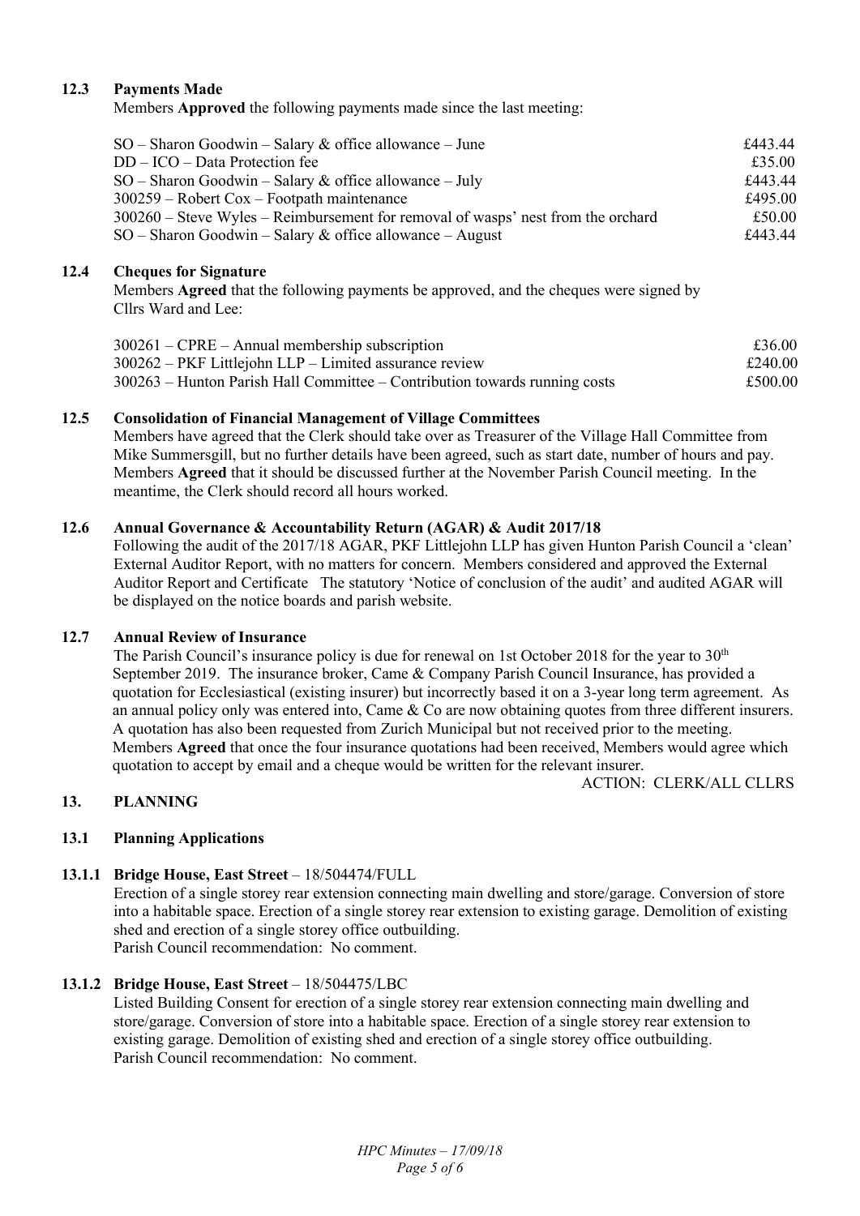### 12.3 Payments Made

Members **Approved** the following payments made since the last meeting:

| | |
|---|---|
| SO – Sharon Goodwin – Salary & office allowance – June | £443.44 |
| DD – ICO – Data Protection fee | £35.00 |
| SO – Sharon Goodwin – Salary & office allowance – July | £443.44 |
| 300259 – Robert Cox – Footpath maintenance | £495.00 |
| 300260 – Steve Wyles – Reimbursement for removal of wasps' nest from the orchard | £50.00 |
| SO – Sharon Goodwin – Salary & office allowance – August | £443.44 |

### 12.4 Cheques for Signature

Members **Agreed** that the following payments be approved, and the cheques were signed by Cllrs Ward and Lee:

| | |
|---|---|
| 300261 – CPRE – Annual membership subscription | £36.00 |
| 300262 – PKF Littlejohn LLP – Limited assurance review | £240.00 |
| 300263 – Hunton Parish Hall Committee – Contribution towards running costs | £500.00 |

### 12.5 Consolidation of Financial Management of Village Committees

Members have agreed that the Clerk should take over as Treasurer of the Village Hall Committee from Mike Summersgill, but no further details have been agreed, such as start date, number of hours and pay. Members **Agreed** that it should be discussed further at the November Parish Council meeting. In the meantime, the Clerk should record all hours worked.

### 12.6 Annual Governance & Accountability Return (AGAR) & Audit 2017/18

Following the audit of the 2017/18 AGAR, PKF Littlejohn LLP has given Hunton Parish Council a 'clean' External Auditor Report, with no matters for concern. Members considered and approved the External Auditor Report and Certificate The statutory 'Notice of conclusion of the audit' and audited AGAR will be displayed on the notice boards and parish website.

### 12.7 Annual Review of Insurance

The Parish Council's insurance policy is due for renewal on 1st October 2018 for the year to 30th September 2019. The insurance broker, Came & Company Parish Council Insurance, has provided a quotation for Ecclesiastical (existing insurer) but incorrectly based it on a 3-year long term agreement. As an annual policy only was entered into, Came & Co are now obtaining quotes from three different insurers. A quotation has also been requested from Zurich Municipal but not received prior to the meeting. Members **Agreed** that once the four insurance quotations had been received, Members would agree which quotation to accept by email and a cheque would be written for the relevant insurer.

ACTION: CLERK/ALL CLLRS

## 13. PLANNING

### 13.1 Planning Applications

#### 13.1.1 Bridge House, East Street – 18/504474/FULL

Erection of a single storey rear extension connecting main dwelling and store/garage. Conversion of store into a habitable space. Erection of a single storey rear extension to existing garage. Demolition of existing shed and erection of a single storey office outbuilding.
Parish Council recommendation: No comment.

#### 13.1.2 Bridge House, East Street – 18/504475/LBC

Listed Building Consent for erection of a single storey rear extension connecting main dwelling and store/garage. Conversion of store into a habitable space. Erection of a single storey rear extension to existing garage. Demolition of existing shed and erection of a single storey office outbuilding.
Parish Council recommendation: No comment.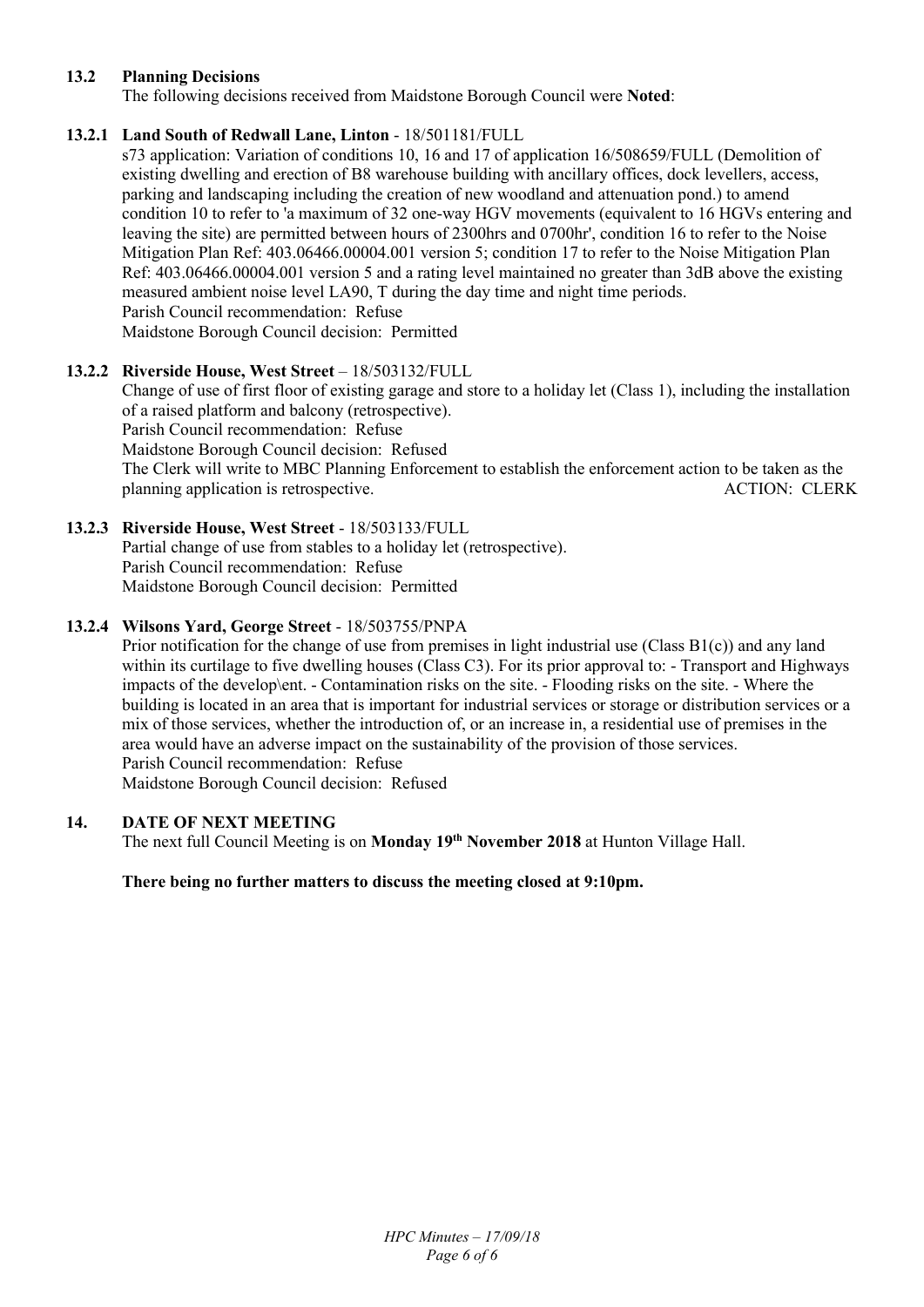### 13.2 Planning Decisions

The following decisions received from Maidstone Borough Council were **Noted**:

**13.2.1 Land South of Redwall Lane, Linton** - 18/501181/FULL

s73 application: Variation of conditions 10, 16 and 17 of application 16/508659/FULL (Demolition of existing dwelling and erection of B8 warehouse building with ancillary offices, dock levellers, access, parking and landscaping including the creation of new woodland and attenuation pond.) to amend condition 10 to refer to 'a maximum of 32 one-way HGV movements (equivalent to 16 HGVs entering and leaving the site) are permitted between hours of 2300hrs and 0700hr', condition 16 to refer to the Noise Mitigation Plan Ref: 403.06466.00004.001 version 5; condition 17 to refer to the Noise Mitigation Plan Ref: 403.06466.00004.001 version 5 and a rating level maintained no greater than 3dB above the existing measured ambient noise level LA90, T during the day time and night time periods.
Parish Council recommendation: Refuse
Maidstone Borough Council decision: Permitted

**13.2.2 Riverside House, West Street** – 18/503132/FULL

Change of use of first floor of existing garage and store to a holiday let (Class 1), including the installation of a raised platform and balcony (retrospective).
Parish Council recommendation: Refuse
Maidstone Borough Council decision: Refused
The Clerk will write to MBC Planning Enforcement to establish the enforcement action to be taken as the planning application is retrospective. ACTION: CLERK

**13.2.3 Riverside House, West Street** - 18/503133/FULL

Partial change of use from stables to a holiday let (retrospective).
Parish Council recommendation: Refuse
Maidstone Borough Council decision: Permitted

**13.2.4 Wilsons Yard, George Street** - 18/503755/PNPA

Prior notification for the change of use from premises in light industrial use (Class B1(c)) and any land within its curtilage to five dwelling houses (Class C3). For its prior approval to: - Transport and Highways impacts of the develop\ent. - Contamination risks on the site. - Flooding risks on the site. - Where the building is located in an area that is important for industrial services or storage or distribution services or a mix of those services, whether the introduction of, or an increase in, a residential use of premises in the area would have an adverse impact on the sustainability of the provision of those services.
Parish Council recommendation: Refuse
Maidstone Borough Council decision: Refused

## 14. DATE OF NEXT MEETING

The next full Council Meeting is on **Monday 19th November 2018** at Hunton Village Hall.

**There being no further matters to discuss the meeting closed at 9:10pm.**